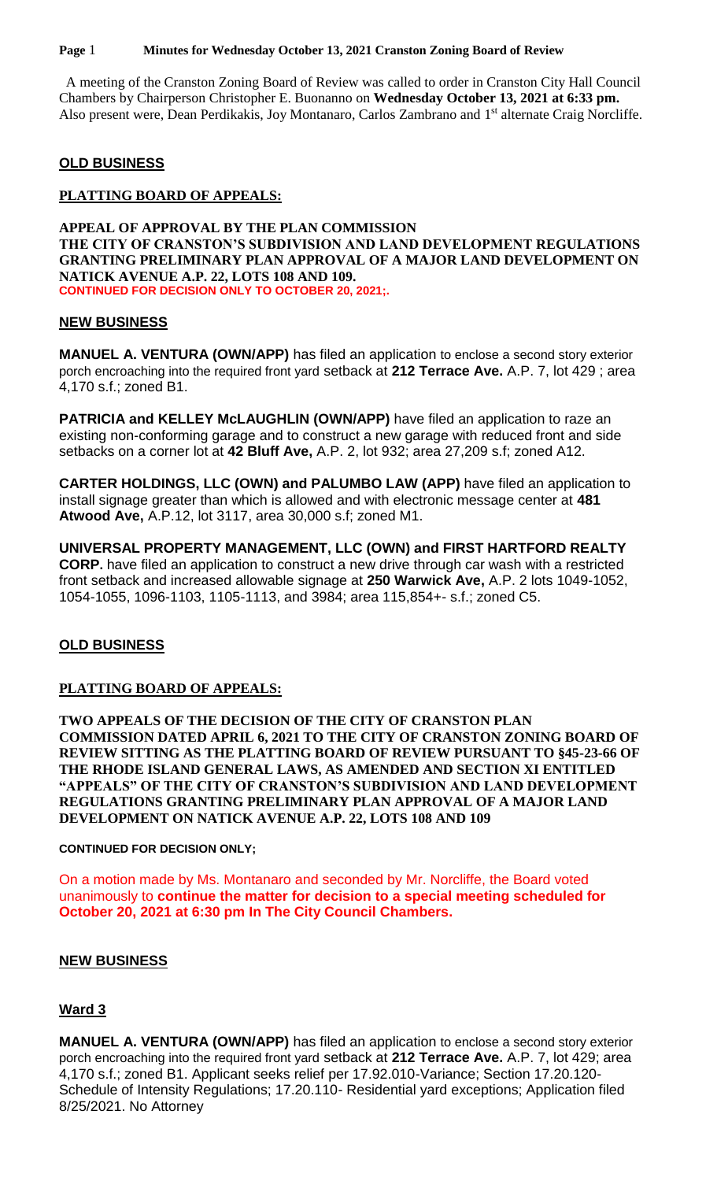A meeting of the Cranston Zoning Board of Review was called to order in Cranston City Hall Council Chambers by Chairperson Christopher E. Buonanno on **Wednesday October 13, 2021 at 6:33 pm.** Also present were, Dean Perdikakis, Joy Montanaro, Carlos Zambrano and 1st alternate Craig Norcliffe.

## OLD BUSINESS

### PLATTING BOARD OF APPEALS:

**APPEAL OF APPROVAL BY THE PLAN COMMISSION THE CITY OF CRANSTON'S SUBDIVISION AND LAND DEVELOPMENT REGULATIONS GRANTING PRELIMINARY PLAN APPROVAL OF A MAJOR LAND DEVELOPMENT ON NATICK AVENUE A.P. 22, LOTS 108 AND 109.**
**CONTINUED FOR DECISION ONLY TO OCTOBER 20, 2021;.**

## NEW BUSINESS

**MANUEL A. VENTURA (OWN/APP)** has filed an application to enclose a second story exterior porch encroaching into the required front yard setback at **212 Terrace Ave.** A.P. 7, lot 429 ; area 4,170 s.f.; zoned B1.

**PATRICIA and KELLEY McLAUGHLIN (OWN/APP)** have filed an application to raze an existing non-conforming garage and to construct a new garage with reduced front and side setbacks on a corner lot at **42 Bluff Ave,** A.P. 2, lot 932; area 27,209 s.f; zoned A12.

**CARTER HOLDINGS, LLC (OWN) and PALUMBO LAW (APP)** have filed an application to install signage greater than which is allowed and with electronic message center at **481 Atwood Ave,** A.P.12, lot 3117, area 30,000 s.f; zoned M1.

**UNIVERSAL PROPERTY MANAGEMENT, LLC (OWN) and FIRST HARTFORD REALTY CORP.** have filed an application to construct a new drive through car wash with a restricted front setback and increased allowable signage at **250 Warwick Ave,** A.P. 2 lots 1049-1052, 1054-1055, 1096-1103, 1105-1113, and 3984; area 115,854+- s.f.; zoned C5.

## OLD BUSINESS

### PLATTING BOARD OF APPEALS:

**TWO APPEALS OF THE DECISION OF THE CITY OF CRANSTON PLAN COMMISSION DATED APRIL 6, 2021 TO THE CITY OF CRANSTON ZONING BOARD OF REVIEW SITTING AS THE PLATTING BOARD OF REVIEW PURSUANT TO §45-23-66 OF THE RHODE ISLAND GENERAL LAWS, AS AMENDED AND SECTION XI ENTITLED "APPEALS" OF THE CITY OF CRANSTON'S SUBDIVISION AND LAND DEVELOPMENT REGULATIONS GRANTING PRELIMINARY PLAN APPROVAL OF A MAJOR LAND DEVELOPMENT ON NATICK AVENUE A.P. 22, LOTS 108 AND 109**

**CONTINUED FOR DECISION ONLY;**

On a motion made by Ms. Montanaro and seconded by Mr. Norcliffe, the Board voted unanimously to **continue the matter for decision to a special meeting scheduled for October 20, 2021 at 6:30 pm In The City Council Chambers.**

## NEW BUSINESS

### Ward 3

**MANUEL A. VENTURA (OWN/APP)** has filed an application to enclose a second story exterior porch encroaching into the required front yard setback at **212 Terrace Ave.** A.P. 7, lot 429; area 4,170 s.f.; zoned B1. Applicant seeks relief per 17.92.010-Variance; Section 17.20.120- Schedule of Intensity Regulations; 17.20.110- Residential yard exceptions; Application filed 8/25/2021. No Attorney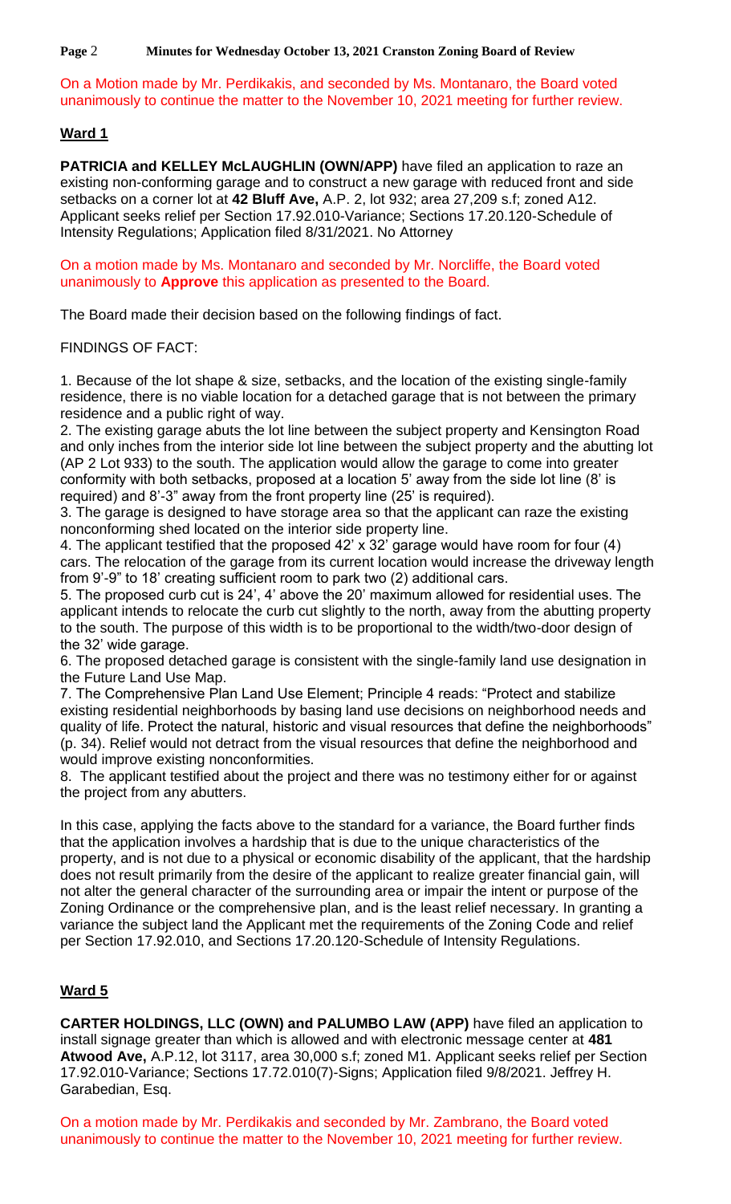On a Motion made by Mr. Perdikakis, and seconded by Ms. Montanaro, the Board voted unanimously to continue the matter to the November 10, 2021 meeting for further review.

## Ward 1

**PATRICIA and KELLEY McLAUGHLIN (OWN/APP)** have filed an application to raze an existing non-conforming garage and to construct a new garage with reduced front and side setbacks on a corner lot at **42 Bluff Ave,** A.P. 2, lot 932; area 27,209 s.f; zoned A12. Applicant seeks relief per Section 17.92.010-Variance; Sections 17.20.120-Schedule of Intensity Regulations; Application filed 8/31/2021. No Attorney

On a motion made by Ms. Montanaro and seconded by Mr. Norcliffe, the Board voted unanimously to **Approve** this application as presented to the Board.

The Board made their decision based on the following findings of fact.

FINDINGS OF FACT:

1. Because of the lot shape & size, setbacks, and the location of the existing single-family residence, there is no viable location for a detached garage that is not between the primary residence and a public right of way.
2. The existing garage abuts the lot line between the subject property and Kensington Road and only inches from the interior side lot line between the subject property and the abutting lot (AP 2 Lot 933) to the south. The application would allow the garage to come into greater conformity with both setbacks, proposed at a location 5' away from the side lot line (8' is required) and 8'-3" away from the front property line (25' is required).
3. The garage is designed to have storage area so that the applicant can raze the existing nonconforming shed located on the interior side property line.
4. The applicant testified that the proposed 42' x 32' garage would have room for four (4) cars. The relocation of the garage from its current location would increase the driveway length from 9'-9" to 18' creating sufficient room to park two (2) additional cars.
5. The proposed curb cut is 24', 4' above the 20' maximum allowed for residential uses. The applicant intends to relocate the curb cut slightly to the north, away from the abutting property to the south. The purpose of this width is to be proportional to the width/two-door design of the 32' wide garage.
6. The proposed detached garage is consistent with the single-family land use designation in the Future Land Use Map.
7. The Comprehensive Plan Land Use Element; Principle 4 reads: "Protect and stabilize existing residential neighborhoods by basing land use decisions on neighborhood needs and quality of life. Protect the natural, historic and visual resources that define the neighborhoods" (p. 34). Relief would not detract from the visual resources that define the neighborhood and would improve existing nonconformities.
8. The applicant testified about the project and there was no testimony either for or against the project from any abutters.

In this case, applying the facts above to the standard for a variance, the Board further finds that the application involves a hardship that is due to the unique characteristics of the property, and is not due to a physical or economic disability of the applicant, that the hardship does not result primarily from the desire of the applicant to realize greater financial gain, will not alter the general character of the surrounding area or impair the intent or purpose of the Zoning Ordinance or the comprehensive plan, and is the least relief necessary. In granting a variance the subject land the Applicant met the requirements of the Zoning Code and relief per Section 17.92.010, and Sections 17.20.120-Schedule of Intensity Regulations.

## Ward 5

**CARTER HOLDINGS, LLC (OWN) and PALUMBO LAW (APP)** have filed an application to install signage greater than which is allowed and with electronic message center at **481 Atwood Ave,** A.P.12, lot 3117, area 30,000 s.f; zoned M1. Applicant seeks relief per Section 17.92.010-Variance; Sections 17.72.010(7)-Signs; Application filed 9/8/2021. Jeffrey H. Garabedian, Esq.

On a motion made by Mr. Perdikakis and seconded by Mr. Zambrano, the Board voted unanimously to continue the matter to the November 10, 2021 meeting for further review.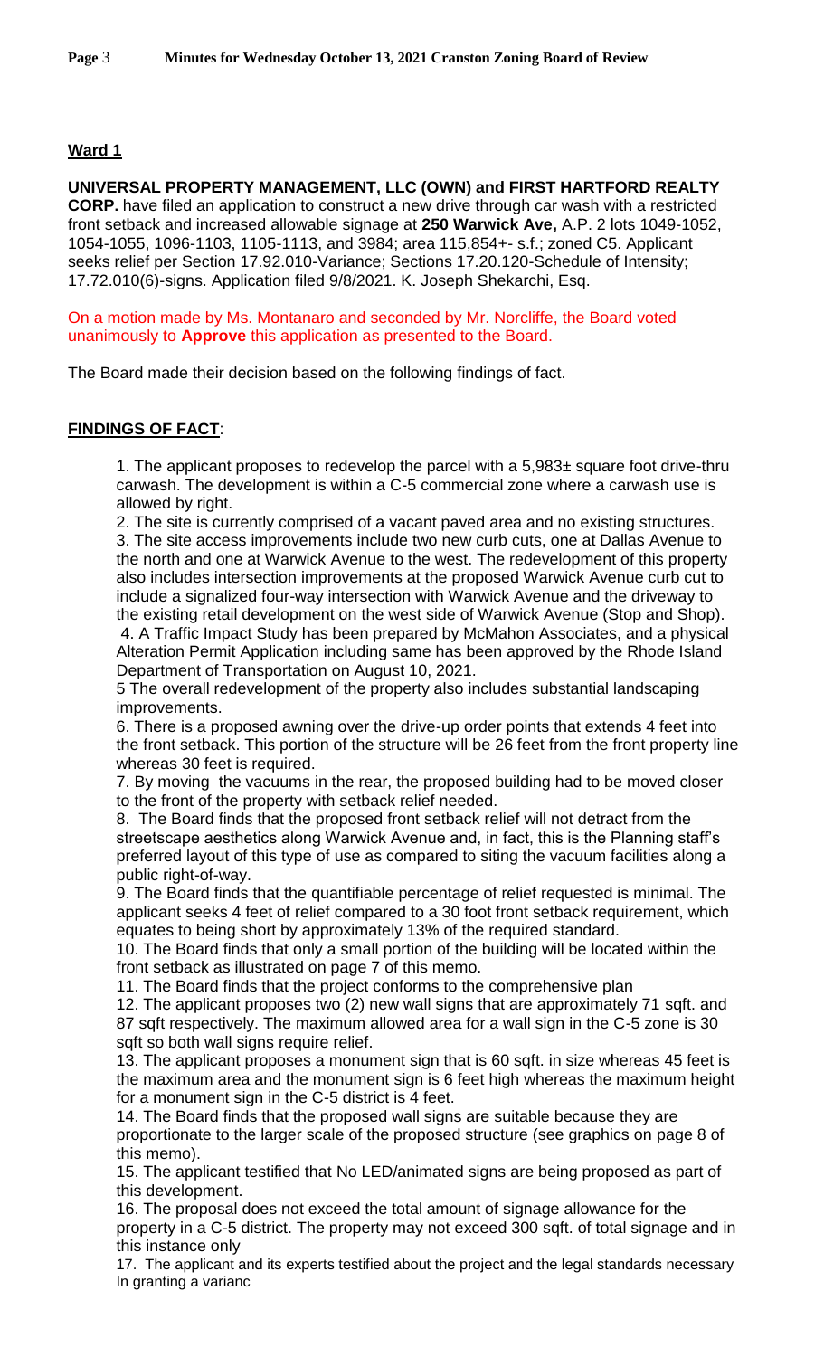## Ward 1

**UNIVERSAL PROPERTY MANAGEMENT, LLC (OWN) and FIRST HARTFORD REALTY CORP.** have filed an application to construct a new drive through car wash with a restricted front setback and increased allowable signage at **250 Warwick Ave,** A.P. 2 lots 1049-1052, 1054-1055, 1096-1103, 1105-1113, and 3984; area 115,854+- s.f.; zoned C5. Applicant seeks relief per Section 17.92.010-Variance; Sections 17.20.120-Schedule of Intensity; 17.72.010(6)-signs. Application filed 9/8/2021. K. Joseph Shekarchi, Esq.

On a motion made by Ms. Montanaro and seconded by Mr. Norcliffe, the Board voted unanimously to **Approve** this application as presented to the Board.

The Board made their decision based on the following findings of fact.

**FINDINGS OF FACT**:

1. The applicant proposes to redevelop the parcel with a 5,983± square foot drive-thru carwash. The development is within a C-5 commercial zone where a carwash use is allowed by right.
2. The site is currently comprised of a vacant paved area and no existing structures.
3. The site access improvements include two new curb cuts, one at Dallas Avenue to the north and one at Warwick Avenue to the west. The redevelopment of this property also includes intersection improvements at the proposed Warwick Avenue curb cut to include a signalized four-way intersection with Warwick Avenue and the driveway to the existing retail development on the west side of Warwick Avenue (Stop and Shop).
4. A Traffic Impact Study has been prepared by McMahon Associates, and a physical Alteration Permit Application including same has been approved by the Rhode Island Department of Transportation on August 10, 2021.
5 The overall redevelopment of the property also includes substantial landscaping improvements.
6. There is a proposed awning over the drive-up order points that extends 4 feet into the front setback. This portion of the structure will be 26 feet from the front property line whereas 30 feet is required.
7. By moving the vacuums in the rear, the proposed building had to be moved closer to the front of the property with setback relief needed.
8. The Board finds that the proposed front setback relief will not detract from the streetscape aesthetics along Warwick Avenue and, in fact, this is the Planning staff's preferred layout of this type of use as compared to siting the vacuum facilities along a public right-of-way.
9. The Board finds that the quantifiable percentage of relief requested is minimal. The applicant seeks 4 feet of relief compared to a 30 foot front setback requirement, which equates to being short by approximately 13% of the required standard.
10. The Board finds that only a small portion of the building will be located within the front setback as illustrated on page 7 of this memo.
11. The Board finds that the project conforms to the comprehensive plan
12. The applicant proposes two (2) new wall signs that are approximately 71 sqft. and 87 sqft respectively. The maximum allowed area for a wall sign in the C-5 zone is 30 sqft so both wall signs require relief.
13. The applicant proposes a monument sign that is 60 sqft. in size whereas 45 feet is the maximum area and the monument sign is 6 feet high whereas the maximum height for a monument sign in the C-5 district is 4 feet.
14. The Board finds that the proposed wall signs are suitable because they are proportionate to the larger scale of the proposed structure (see graphics on page 8 of this memo).
15. The applicant testified that No LED/animated signs are being proposed as part of this development.
16. The proposal does not exceed the total amount of signage allowance for the property in a C-5 district. The property may not exceed 300 sqft. of total signage and in this instance only
17. The applicant and its experts testified about the project and the legal standards necessary In granting a varianc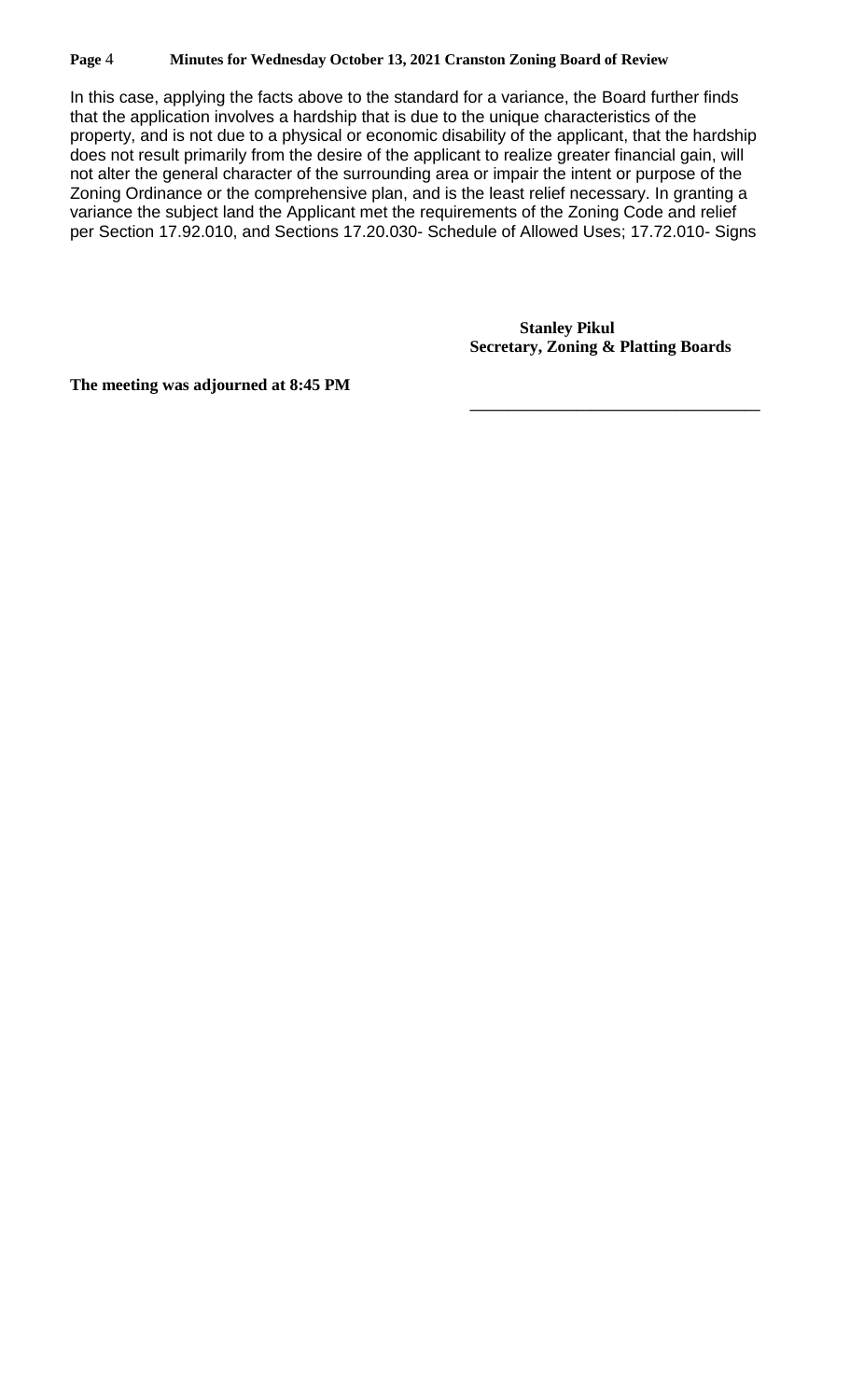In this case, applying the facts above to the standard for a variance, the Board further finds that the application involves a hardship that is due to the unique characteristics of the property, and is not due to a physical or economic disability of the applicant, that the hardship does not result primarily from the desire of the applicant to realize greater financial gain, will not alter the general character of the surrounding area or impair the intent or purpose of the Zoning Ordinance or the comprehensive plan, and is the least relief necessary. In granting a variance the subject land the Applicant met the requirements of the Zoning Code and relief per Section 17.92.010, and Sections 17.20.030- Schedule of Allowed Uses; 17.72.010- Signs

**Stanley Pikul**
**Secretary, Zoning & Platting Boards**

**The meeting was adjourned at 8:45 PM**

\_\_\_\_\_\_\_\_\_\_\_\_\_\_\_\_\_\_\_\_\_\_\_\_\_\_\_\_\_\_\_\_\_\_